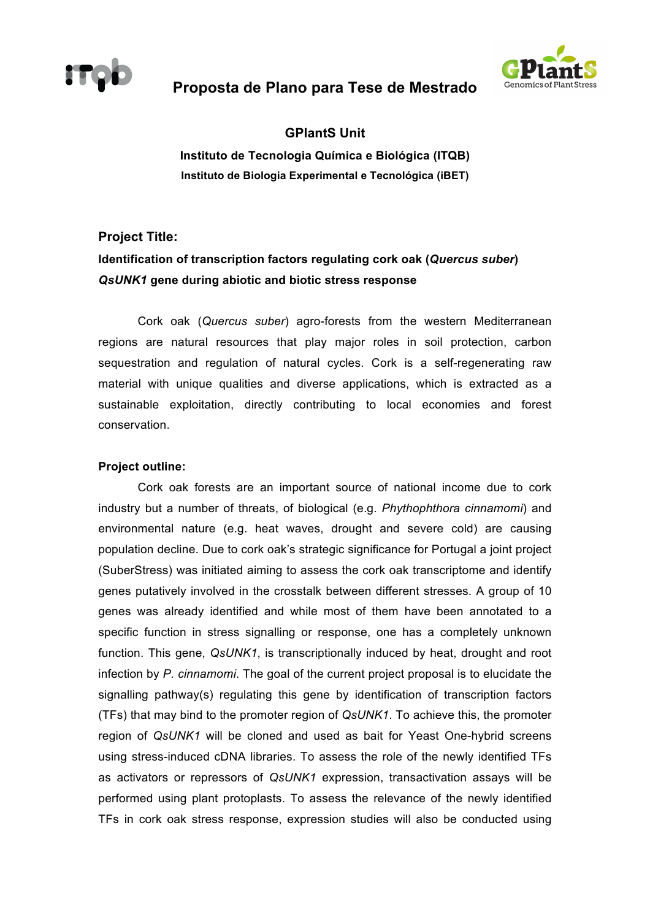# Proposta de Plano para Tese de Mestrado

**GPlantS Unit**

**Instituto de Tecnologia Química e Biológica (ITQB)**

**Instituto de Biologia Experimental e Tecnológica (iBET)**

## Project Title:

**Identification of transcription factors regulating cork oak (*Quercus suber*) *QsUNK1* gene during abiotic and biotic stress response**

Cork oak (*Quercus suber*) agro-forests from the western Mediterranean regions are natural resources that play major roles in soil protection, carbon sequestration and regulation of natural cycles. Cork is a self-regenerating raw material with unique qualities and diverse applications, which is extracted as a sustainable exploitation, directly contributing to local economies and forest conservation.

**Project outline:**

Cork oak forests are an important source of national income due to cork industry but a number of threats, of biological (e.g. *Phythophthora cinnamomi*) and environmental nature (e.g. heat waves, drought and severe cold) are causing population decline. Due to cork oak's strategic significance for Portugal a joint project (SuberStress) was initiated aiming to assess the cork oak transcriptome and identify genes putatively involved in the crosstalk between different stresses. A group of 10 genes was already identified and while most of them have been annotated to a specific function in stress signalling or response, one has a completely unknown function. This gene, *QsUNK1*, is transcriptionally induced by heat, drought and root infection by *P. cinnamomi*. The goal of the current project proposal is to elucidate the signalling pathway(s) regulating this gene by identification of transcription factors (TFs) that may bind to the promoter region of *QsUNK1*. To achieve this, the promoter region of *QsUNK1* will be cloned and used as bait for Yeast One-hybrid screens using stress-induced cDNA libraries. To assess the role of the newly identified TFs as activators or repressors of *QsUNK1* expression, transactivation assays will be performed using plant protoplasts. To assess the relevance of the newly identified TFs in cork oak stress response, expression studies will also be conducted using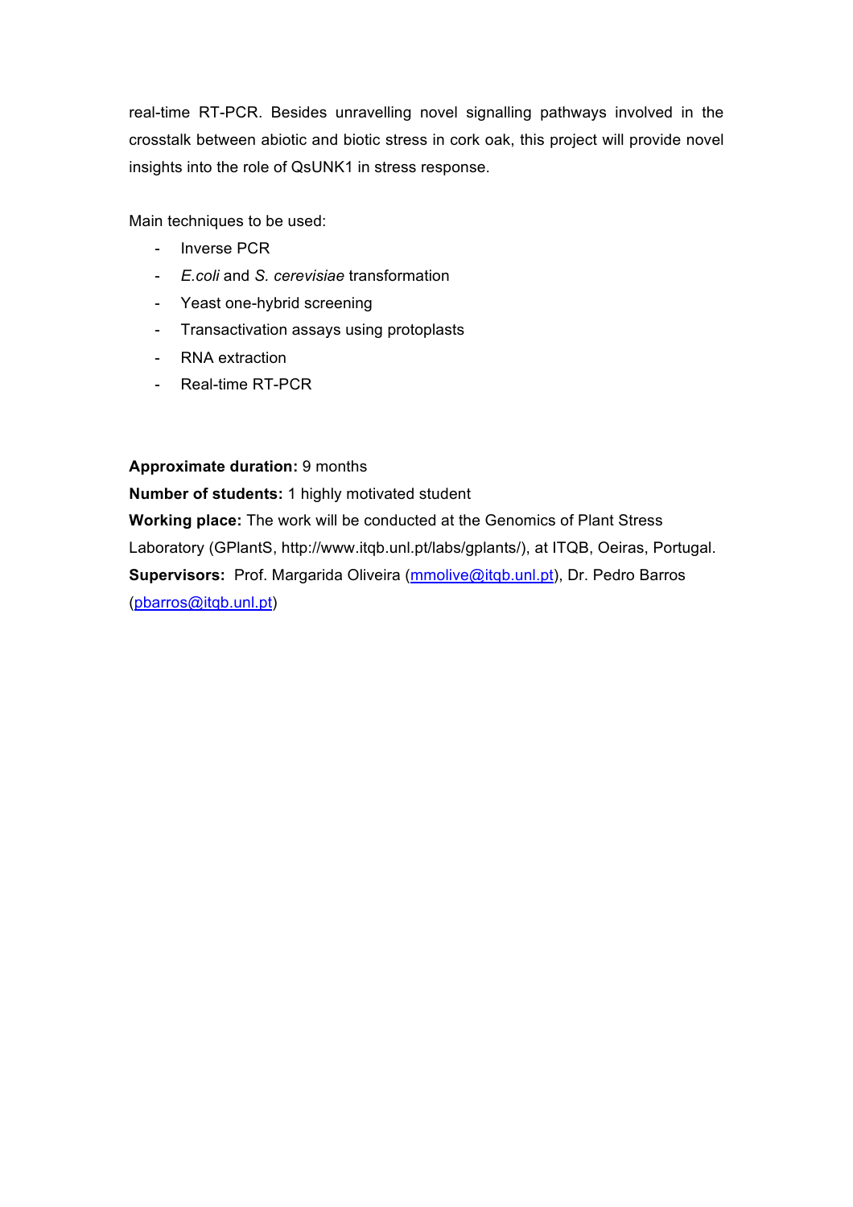real-time RT-PCR. Besides unravelling novel signalling pathways involved in the crosstalk between abiotic and biotic stress in cork oak, this project will provide novel insights into the role of QsUNK1 in stress response.

Main techniques to be used:

- Inverse PCR
- *E.coli* and *S. cerevisiae* transformation
- Yeast one-hybrid screening
- Transactivation assays using protoplasts
- RNA extraction
- Real-time RT-PCR

**Approximate duration:** 9 months

**Number of students:** 1 highly motivated student

**Working place:** The work will be conducted at the Genomics of Plant Stress Laboratory (GPlantS, http://www.itqb.unl.pt/labs/gplants/), at ITQB, Oeiras, Portugal.

**Supervisors:** Prof. Margarida Oliveira (mmolive@itqb.unl.pt), Dr. Pedro Barros (pbarros@itqb.unl.pt)